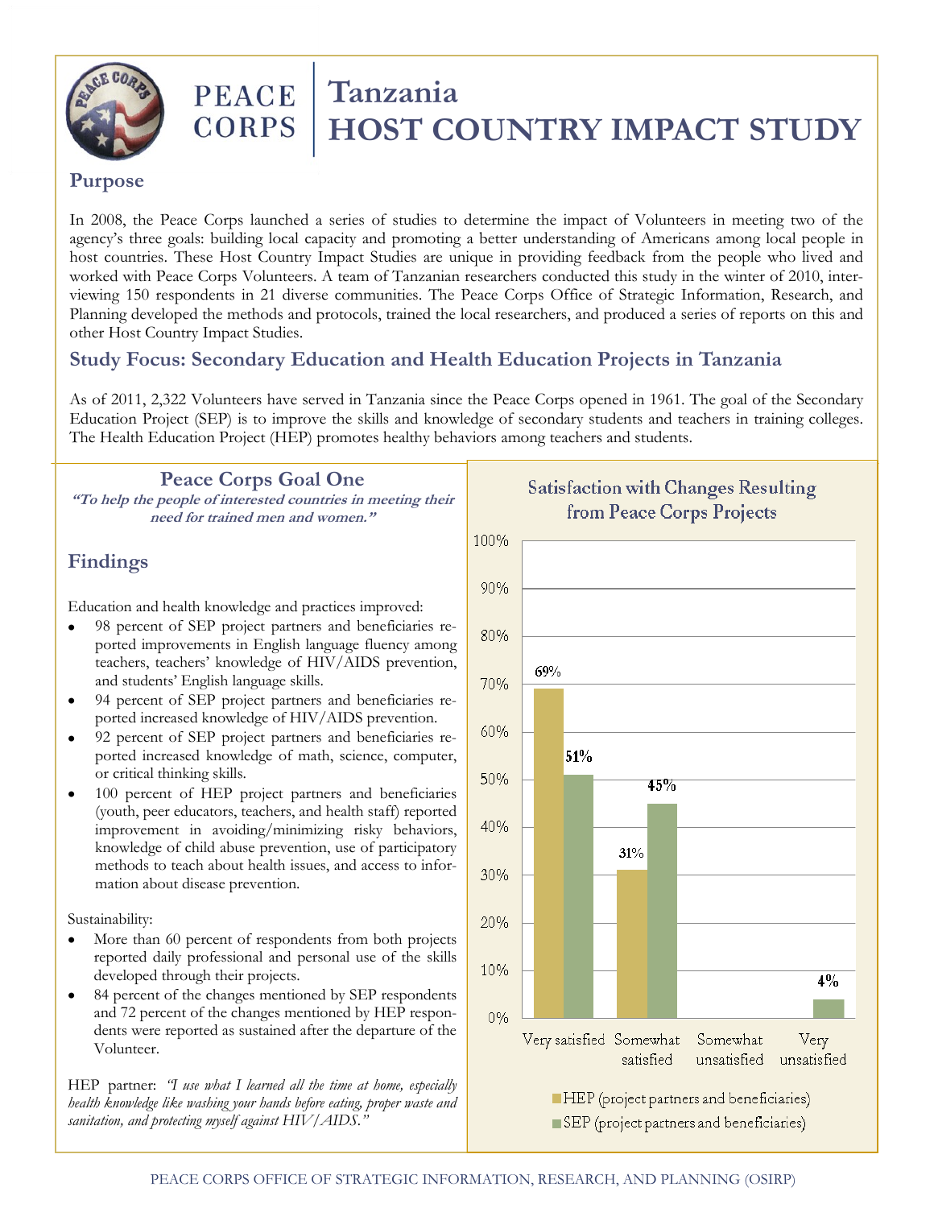# Tanzania HOST COUNTRY IMPACT STUDY

PEACE CORPS

## Purpose

In 2008, the Peace Corps launched a series of studies to determine the impact of Volunteers in meeting two of the agency's three goals: building local capacity and promoting a better understanding of Americans among local people in host countries. These Host Country Impact Studies are unique in providing feedback from the people who lived and worked with Peace Corps Volunteers. A team of Tanzanian researchers conducted this study in the winter of 2010, interviewing 150 respondents in 21 diverse communities. The Peace Corps Office of Strategic Information, Research, and Planning developed the methods and protocols, trained the local researchers, and produced a series of reports on this and other Host Country Impact Studies.

## Study Focus: Secondary Education and Health Education Projects in Tanzania

As of 2011, 2,322 Volunteers have served in Tanzania since the Peace Corps opened in 1961. The goal of the Secondary Education Project (SEP) is to improve the skills and knowledge of secondary students and teachers in training colleges. The Health Education Project (HEP) promotes healthy behaviors among teachers and students.

## Peace Corps Goal One

***"To help the people of interested countries in meeting their need for trained men and women."***

## Findings

Education and health knowledge and practices improved:

- 98 percent of SEP project partners and beneficiaries reported improvements in English language fluency among teachers, teachers' knowledge of HIV/AIDS prevention, and students' English language skills.
- 94 percent of SEP project partners and beneficiaries reported increased knowledge of HIV/AIDS prevention.
- 92 percent of SEP project partners and beneficiaries reported increased knowledge of math, science, computer, or critical thinking skills.
- 100 percent of HEP project partners and beneficiaries (youth, peer educators, teachers, and health staff) reported improvement in avoiding/minimizing risky behaviors, knowledge of child abuse prevention, use of participatory methods to teach about health issues, and access to information about disease prevention.

Sustainability:

- More than 60 percent of respondents from both projects reported daily professional and personal use of the skills developed through their projects.
- 84 percent of the changes mentioned by SEP respondents and 72 percent of the changes mentioned by HEP respondents were reported as sustained after the departure of the Volunteer.

HEP partner: *"I use what I learned all the time at home, especially health knowledge like washing your hands before eating, proper waste and sanitation, and protecting myself against HIV/AIDS."*

### Satisfaction with Changes Resulting from Peace Corps Projects

| | Very satisfied | Somewhat satisfied | Somewhat unsatisfied | Very unsatisfied |
|---|---|---|---|---|
| HEP (project partners and beneficiaries) | 69% | 31% | | |
| SEP (project partners and beneficiaries) | 51% | 45% | | 4% |

PEACE CORPS OFFICE OF STRATEGIC INFORMATION, RESEARCH, AND PLANNING (OSIRP)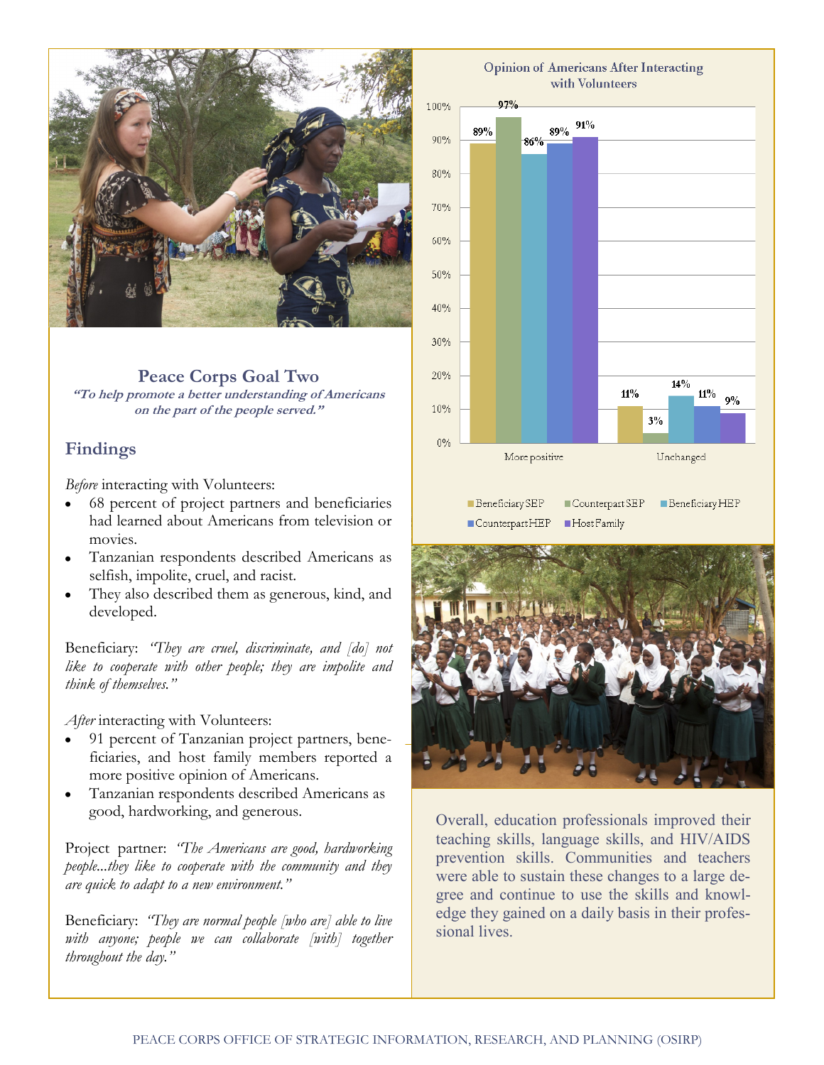## Peace Corps Goal Two

***"To help promote a better understanding of Americans on the part of the people served."***

## Findings

*Before* interacting with Volunteers:

- 68 percent of project partners and beneficiaries had learned about Americans from television or movies.
- Tanzanian respondents described Americans as selfish, impolite, cruel, and racist.
- They also described them as generous, kind, and developed.

Beneficiary: *"They are cruel, discriminate, and [do] not like to cooperate with other people; they are impolite and think of themselves."*

*After* interacting with Volunteers:

- 91 percent of Tanzanian project partners, beneficiaries, and host family members reported a more positive opinion of Americans.
- Tanzanian respondents described Americans as good, hardworking, and generous.

Project partner: *"The Americans are good, hardworking people...they like to cooperate with the community and they are quick to adapt to a new environment."*

Beneficiary: *"They are normal people [who are] able to live with anyone; people we can collaborate [with] together throughout the day."*

Opinion of Americans After Interacting with Volunteers

100%
90%
80%
70%
60%
50%
40%
30%
20%
10%
0%

More positive: 89% 97% 86% 89% 91%

Unchanged: 11% 3% 14% 11% 9%

Beneficiary SEP
Counterpart SEP
Beneficiary HEP
Counterpart HEP
Host Family

Overall, education professionals improved their teaching skills, language skills, and HIV/AIDS prevention skills. Communities and teachers were able to sustain these changes to a large degree and continue to use the skills and knowledge they gained on a daily basis in their professional lives.